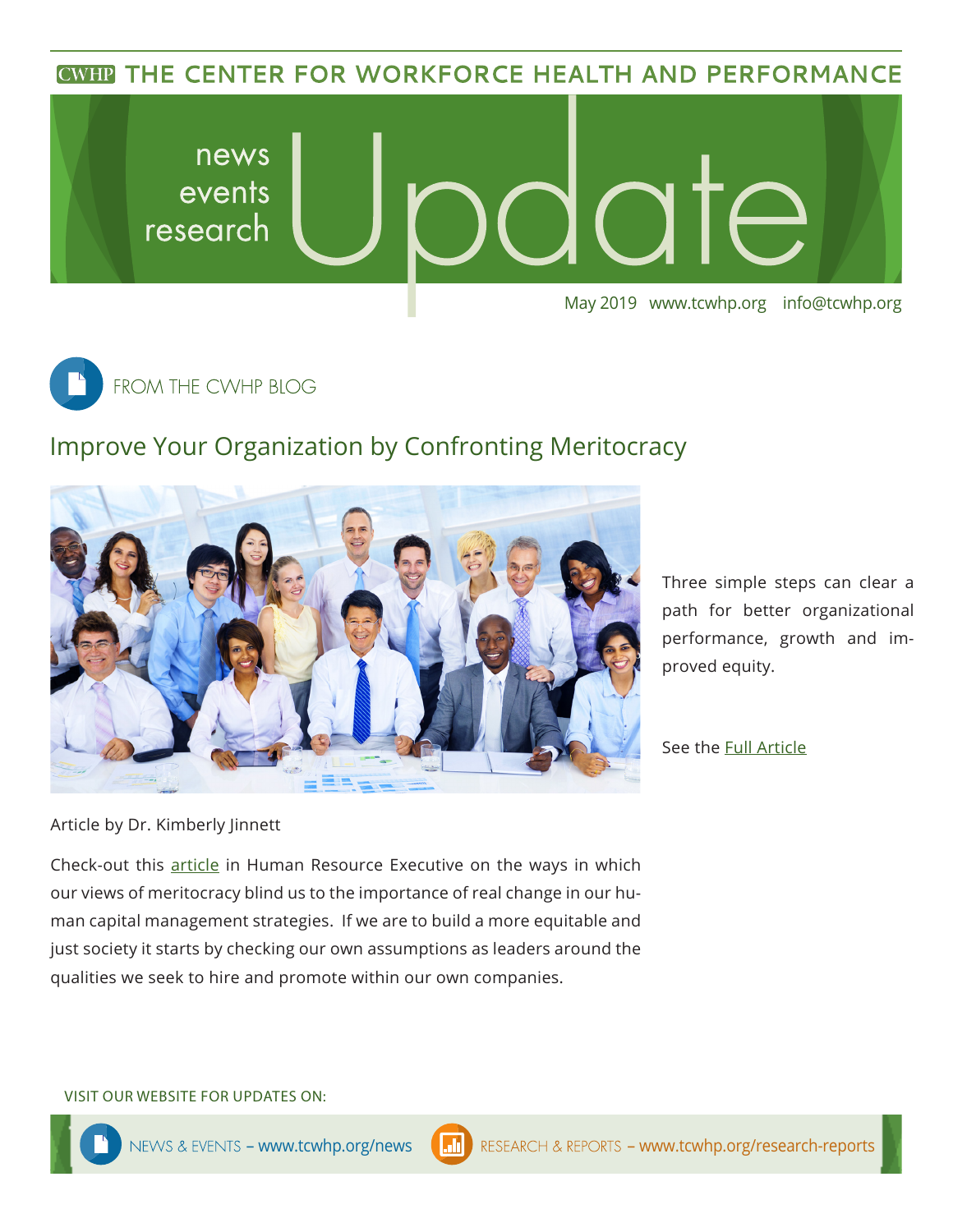CWHP THE CENTER FOR WORKFORCE HEALTH AND PERFORMANCE

# news events research Update

May 2019 www.tcwhp.org info@tcwhp.org

## FROM THE CWHP BLOG

### Improve Your Organization by Confronting Meritocracy

Three simple steps can clear a path for better organizational performance, growth and improved equity.

See the Full Article

Article by Dr. Kimberly Jinnett

Check-out this article in Human Resource Executive on the ways in which our views of meritocracy blind us to the importance of real change in our human capital management strategies. If we are to build a more equitable and just society it starts by checking our own assumptions as leaders around the qualities we seek to hire and promote within our own companies.

VISIT OUR WEBSITE FOR UPDATES ON:

NEWS & EVENTS – www.tcwhp.org/news

RESEARCH & REPORTS – www.tcwhp.org/research-reports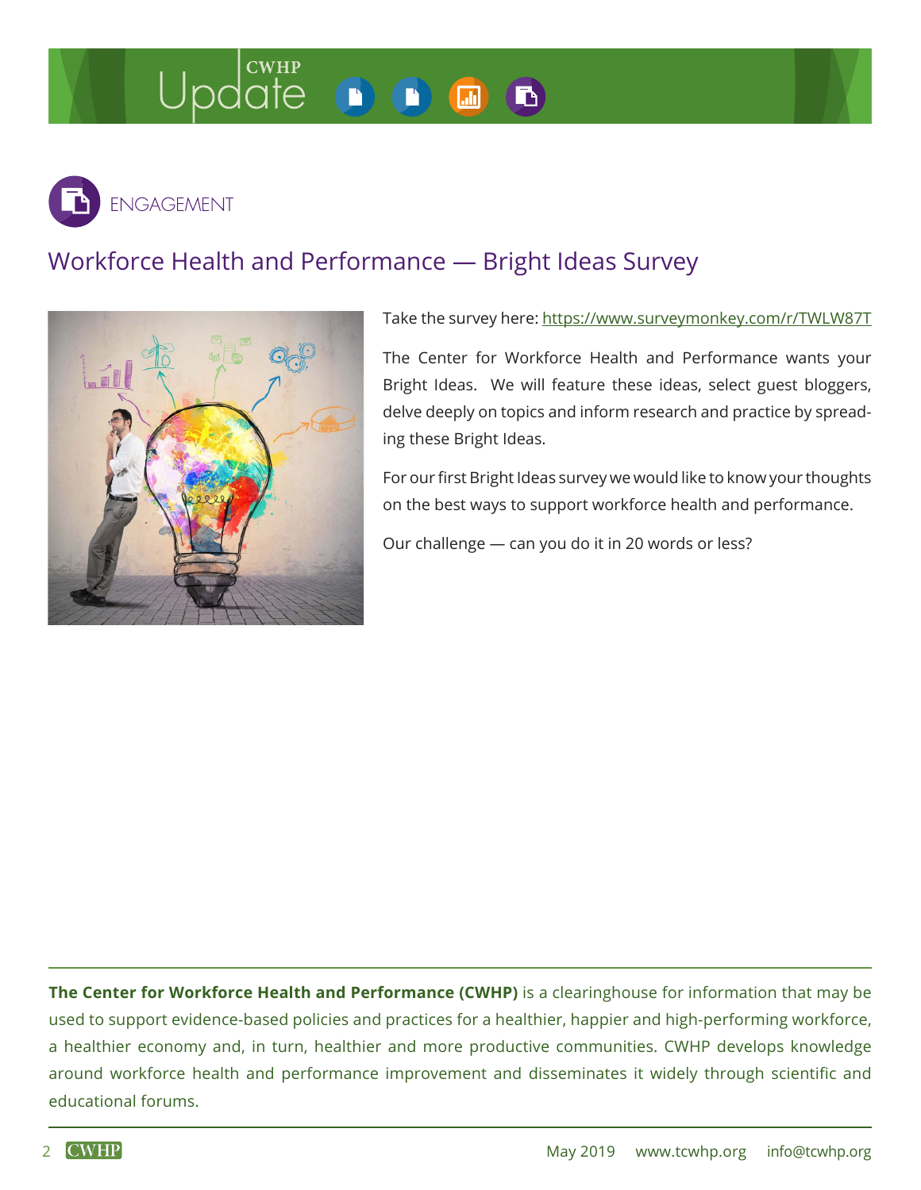## ENGAGEMENT

# Workforce Health and Performance — Bright Ideas Survey

Take the survey here: https://www.surveymonkey.com/r/TWLW87T

The Center for Workforce Health and Performance wants your Bright Ideas. We will feature these ideas, select guest bloggers, delve deeply on topics and inform research and practice by spreading these Bright Ideas.

For our first Bright Ideas survey we would like to know your thoughts on the best ways to support workforce health and performance.

Our challenge — can you do it in 20 words or less?

---

**The Center for Workforce Health and Performance (CWHP)** is a clearinghouse for information that may be used to support evidence-based policies and practices for a healthier, happier and high-performing workforce, a healthier economy and, in turn, healthier and more productive communities. CWHP develops knowledge around workforce health and performance improvement and disseminates it widely through scientific and educational forums.

May 2019 www.tcwhp.org info@tcwhp.org